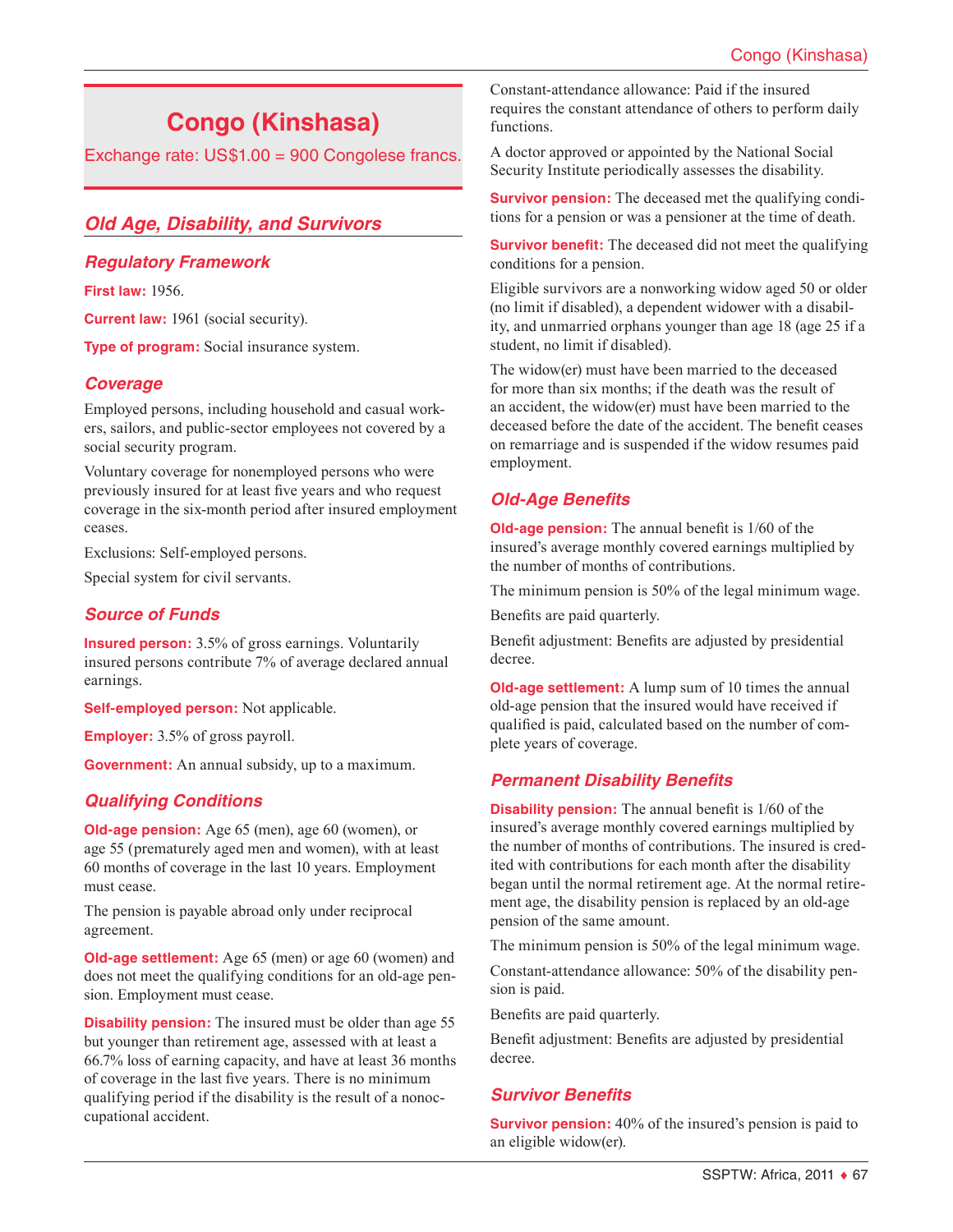# Congo (Kinshasa)

Exchange rate: US$1.00 = 900 Congolese francs.

## Old Age, Disability, and Survivors

### Regulatory Framework

**First law:** 1956.

**Current law:** 1961 (social security).

**Type of program:** Social insurance system.

### Coverage

Employed persons, including household and casual workers, sailors, and public-sector employees not covered by a social security program.

Voluntary coverage for nonemployed persons who were previously insured for at least five years and who request coverage in the six-month period after insured employment ceases.

Exclusions: Self-employed persons.

Special system for civil servants.

### Source of Funds

**Insured person:** 3.5% of gross earnings. Voluntarily insured persons contribute 7% of average declared annual earnings.

**Self-employed person:** Not applicable.

**Employer:** 3.5% of gross payroll.

**Government:** An annual subsidy, up to a maximum.

### Qualifying Conditions

**Old-age pension:** Age 65 (men), age 60 (women), or age 55 (prematurely aged men and women), with at least 60 months of coverage in the last 10 years. Employment must cease.

The pension is payable abroad only under reciprocal agreement.

**Old-age settlement:** Age 65 (men) or age 60 (women) and does not meet the qualifying conditions for an old-age pension. Employment must cease.

**Disability pension:** The insured must be older than age 55 but younger than retirement age, assessed with at least a 66.7% loss of earning capacity, and have at least 36 months of coverage in the last five years. There is no minimum qualifying period if the disability is the result of a nonoccupational accident.

Constant-attendance allowance: Paid if the insured requires the constant attendance of others to perform daily functions.

A doctor approved or appointed by the National Social Security Institute periodically assesses the disability.

**Survivor pension:** The deceased met the qualifying conditions for a pension or was a pensioner at the time of death.

**Survivor benefit:** The deceased did not meet the qualifying conditions for a pension.

Eligible survivors are a nonworking widow aged 50 or older (no limit if disabled), a dependent widower with a disability, and unmarried orphans younger than age 18 (age 25 if a student, no limit if disabled).

The widow(er) must have been married to the deceased for more than six months; if the death was the result of an accident, the widow(er) must have been married to the deceased before the date of the accident. The benefit ceases on remarriage and is suspended if the widow resumes paid employment.

### Old-Age Benefits

**Old-age pension:** The annual benefit is 1/60 of the insured's average monthly covered earnings multiplied by the number of months of contributions.

The minimum pension is 50% of the legal minimum wage.

Benefits are paid quarterly.

Benefit adjustment: Benefits are adjusted by presidential decree.

**Old-age settlement:** A lump sum of 10 times the annual old-age pension that the insured would have received if qualified is paid, calculated based on the number of complete years of coverage.

### Permanent Disability Benefits

**Disability pension:** The annual benefit is 1/60 of the insured's average monthly covered earnings multiplied by the number of months of contributions. The insured is credited with contributions for each month after the disability began until the normal retirement age. At the normal retirement age, the disability pension is replaced by an old-age pension of the same amount.

The minimum pension is 50% of the legal minimum wage.

Constant-attendance allowance: 50% of the disability pension is paid.

Benefits are paid quarterly.

Benefit adjustment: Benefits are adjusted by presidential decree.

### Survivor Benefits

**Survivor pension:** 40% of the insured's pension is paid to an eligible widow(er).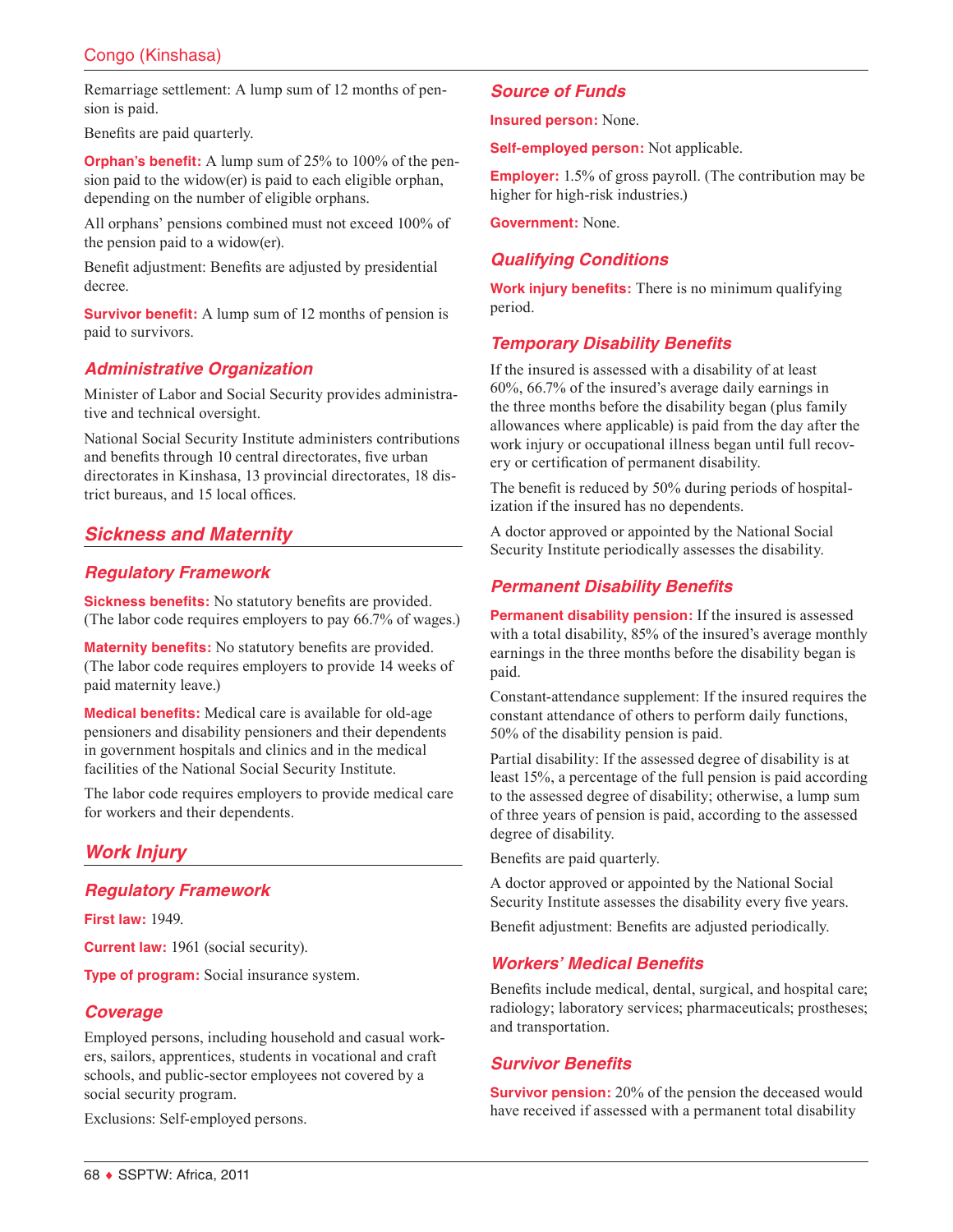Remarriage settlement: A lump sum of 12 months of pension is paid.

Benefits are paid quarterly.

**Orphan's benefit:** A lump sum of 25% to 100% of the pension paid to the widow(er) is paid to each eligible orphan, depending on the number of eligible orphans.

All orphans' pensions combined must not exceed 100% of the pension paid to a widow(er).

Benefit adjustment: Benefits are adjusted by presidential decree.

**Survivor benefit:** A lump sum of 12 months of pension is paid to survivors.

### Administrative Organization

Minister of Labor and Social Security provides administrative and technical oversight.

National Social Security Institute administers contributions and benefits through 10 central directorates, five urban directorates in Kinshasa, 13 provincial directorates, 18 district bureaus, and 15 local offices.

## Sickness and Maternity

### Regulatory Framework

**Sickness benefits:** No statutory benefits are provided. (The labor code requires employers to pay 66.7% of wages.)

**Maternity benefits:** No statutory benefits are provided. (The labor code requires employers to provide 14 weeks of paid maternity leave.)

**Medical benefits:** Medical care is available for old-age pensioners and disability pensioners and their dependents in government hospitals and clinics and in the medical facilities of the National Social Security Institute.

The labor code requires employers to provide medical care for workers and their dependents.

## Work Injury

### Regulatory Framework

**First law:** 1949.

**Current law:** 1961 (social security).

**Type of program:** Social insurance system.

### Coverage

Employed persons, including household and casual workers, sailors, apprentices, students in vocational and craft schools, and public-sector employees not covered by a social security program.

Exclusions: Self-employed persons.

### Source of Funds

**Insured person:** None.

**Self-employed person:** Not applicable.

**Employer:** 1.5% of gross payroll. (The contribution may be higher for high-risk industries.)

**Government:** None.

### Qualifying Conditions

**Work injury benefits:** There is no minimum qualifying period.

### Temporary Disability Benefits

If the insured is assessed with a disability of at least 60%, 66.7% of the insured's average daily earnings in the three months before the disability began (plus family allowances where applicable) is paid from the day after the work injury or occupational illness began until full recovery or certification of permanent disability.

The benefit is reduced by 50% during periods of hospitalization if the insured has no dependents.

A doctor approved or appointed by the National Social Security Institute periodically assesses the disability.

### Permanent Disability Benefits

**Permanent disability pension:** If the insured is assessed with a total disability, 85% of the insured's average monthly earnings in the three months before the disability began is paid.

Constant-attendance supplement: If the insured requires the constant attendance of others to perform daily functions, 50% of the disability pension is paid.

Partial disability: If the assessed degree of disability is at least 15%, a percentage of the full pension is paid according to the assessed degree of disability; otherwise, a lump sum of three years of pension is paid, according to the assessed degree of disability.

Benefits are paid quarterly.

A doctor approved or appointed by the National Social Security Institute assesses the disability every five years.

Benefit adjustment: Benefits are adjusted periodically.

### Workers' Medical Benefits

Benefits include medical, dental, surgical, and hospital care; radiology; laboratory services; pharmaceuticals; prostheses; and transportation.

### Survivor Benefits

**Survivor pension:** 20% of the pension the deceased would have received if assessed with a permanent total disability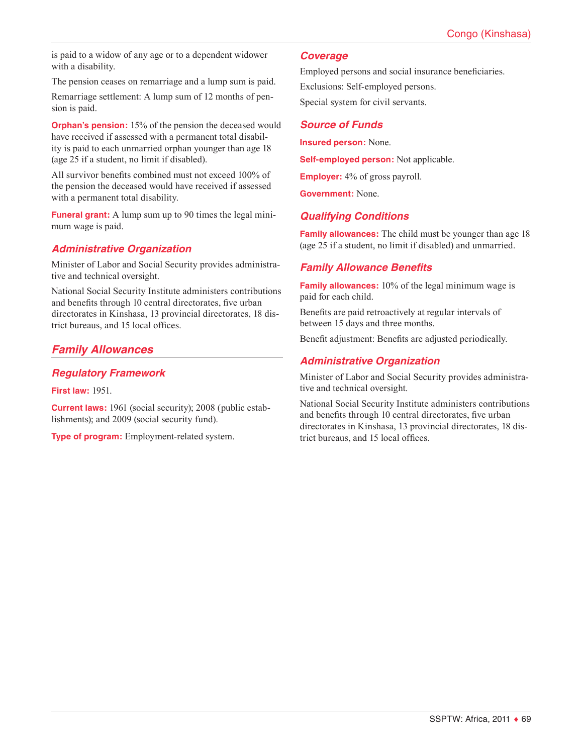is paid to a widow of any age or to a dependent widower with a disability.

The pension ceases on remarriage and a lump sum is paid.

Remarriage settlement: A lump sum of 12 months of pension is paid.

**Orphan's pension:** 15% of the pension the deceased would have received if assessed with a permanent total disability is paid to each unmarried orphan younger than age 18 (age 25 if a student, no limit if disabled).

All survivor benefits combined must not exceed 100% of the pension the deceased would have received if assessed with a permanent total disability.

**Funeral grant:** A lump sum up to 90 times the legal minimum wage is paid.

### *Administrative Organization*

Minister of Labor and Social Security provides administrative and technical oversight.

National Social Security Institute administers contributions and benefits through 10 central directorates, five urban directorates in Kinshasa, 13 provincial directorates, 18 district bureaus, and 15 local offices.

## *Family Allowances*

### *Regulatory Framework*

**First law:** 1951.

**Current laws:** 1961 (social security); 2008 (public establishments); and 2009 (social security fund).

**Type of program:** Employment-related system.

### *Coverage*

Employed persons and social insurance beneficiaries.

Exclusions: Self-employed persons.

Special system for civil servants.

### *Source of Funds*

**Insured person:** None.

**Self-employed person:** Not applicable.

**Employer:** 4% of gross payroll.

**Government:** None.

### *Qualifying Conditions*

**Family allowances:** The child must be younger than age 18 (age 25 if a student, no limit if disabled) and unmarried.

### *Family Allowance Benefits*

**Family allowances:** 10% of the legal minimum wage is paid for each child.

Benefits are paid retroactively at regular intervals of between 15 days and three months.

Benefit adjustment: Benefits are adjusted periodically.

### *Administrative Organization*

Minister of Labor and Social Security provides administrative and technical oversight.

National Social Security Institute administers contributions and benefits through 10 central directorates, five urban directorates in Kinshasa, 13 provincial directorates, 18 district bureaus, and 15 local offices.